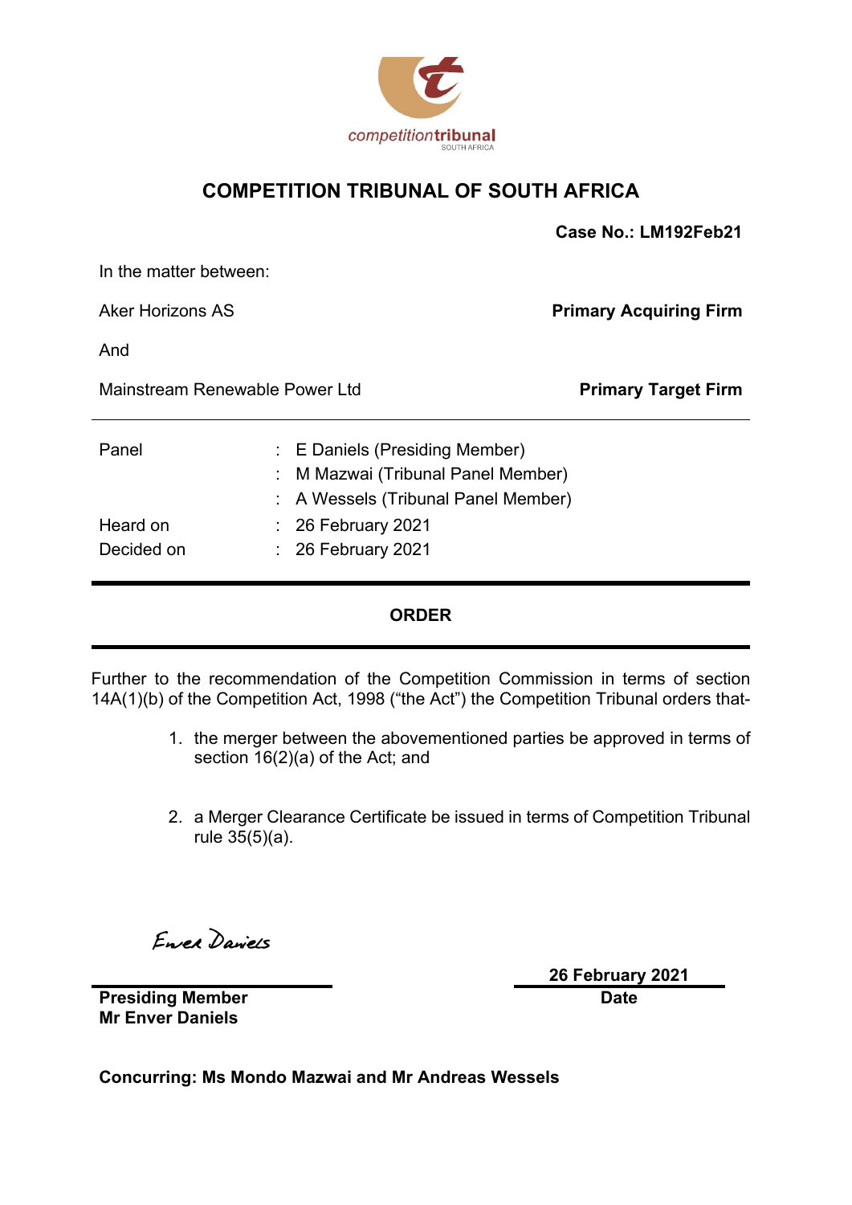competitiontribunal
SOUTH AFRICA

# COMPETITION TRIBUNAL OF SOUTH AFRICA

**Case No.: LM192Feb21**

In the matter between:

Aker Horizons AS **Primary Acquiring Firm**

And

Mainstream Renewable Power Ltd **Primary Target Firm**

| | | |
|---|---|---|
| Panel | : | E Daniels (Presiding Member) |
| | : | M Mazwai (Tribunal Panel Member) |
| | : | A Wessels (Tribunal Panel Member) |
| Heard on | : | 26 February 2021 |
| Decided on | : | 26 February 2021 |

## ORDER

Further to the recommendation of the Competition Commission in terms of section 14A(1)(b) of the Competition Act, 1998 ("the Act") the Competition Tribunal orders that-

1. the merger between the abovementioned parties be approved in terms of section 16(2)(a) of the Act; and

2. a Merger Clearance Certificate be issued in terms of Competition Tribunal rule 35(5)(a).

Enver Daniels

**Presiding Member**
**Mr Enver Daniels**

**26 February 2021**
**Date**

**Concurring: Ms Mondo Mazwai and Mr Andreas Wessels**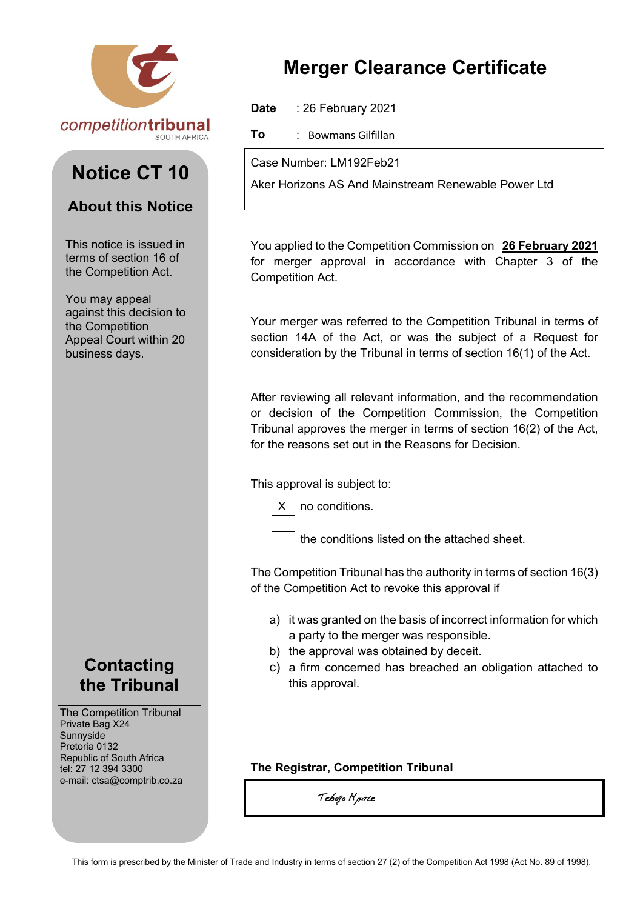competitiontribunal
SOUTH AFRICA

# Merger Clearance Certificate

**Date** : 26 February 2021

**To** : Bowmans Gilfillan

Case Number: LM192Feb21

Aker Horizons AS And Mainstream Renewable Power Ltd

## Notice CT 10

### About this Notice

This notice is issued in terms of section 16 of the Competition Act.

You may appeal against this decision to the Competition Appeal Court within 20 business days.

You applied to the Competition Commission on **26 February 2021** for merger approval in accordance with Chapter 3 of the Competition Act.

Your merger was referred to the Competition Tribunal in terms of section 14A of the Act, or was the subject of a Request for consideration by the Tribunal in terms of section 16(1) of the Act.

After reviewing all relevant information, and the recommendation or decision of the Competition Commission, the Competition Tribunal approves the merger in terms of section 16(2) of the Act, for the reasons set out in the Reasons for Decision.

This approval is subject to:

- [X] no conditions.
- [ ] the conditions listed on the attached sheet.

The Competition Tribunal has the authority in terms of section 16(3) of the Competition Act to revoke this approval if

a) it was granted on the basis of incorrect information for which a party to the merger was responsible.
b) the approval was obtained by deceit.
c) a firm concerned has breached an obligation attached to this approval.

### Contacting the Tribunal

The Competition Tribunal
Private Bag X24
Sunnyside
Pretoria 0132
Republic of South Africa
tel: 27 12 394 3300
e-mail: ctsa@comptrib.co.za

**The Registrar, Competition Tribunal**

Tebogo Mpitse

This form is prescribed by the Minister of Trade and Industry in terms of section 27 (2) of the Competition Act 1998 (Act No. 89 of 1998).